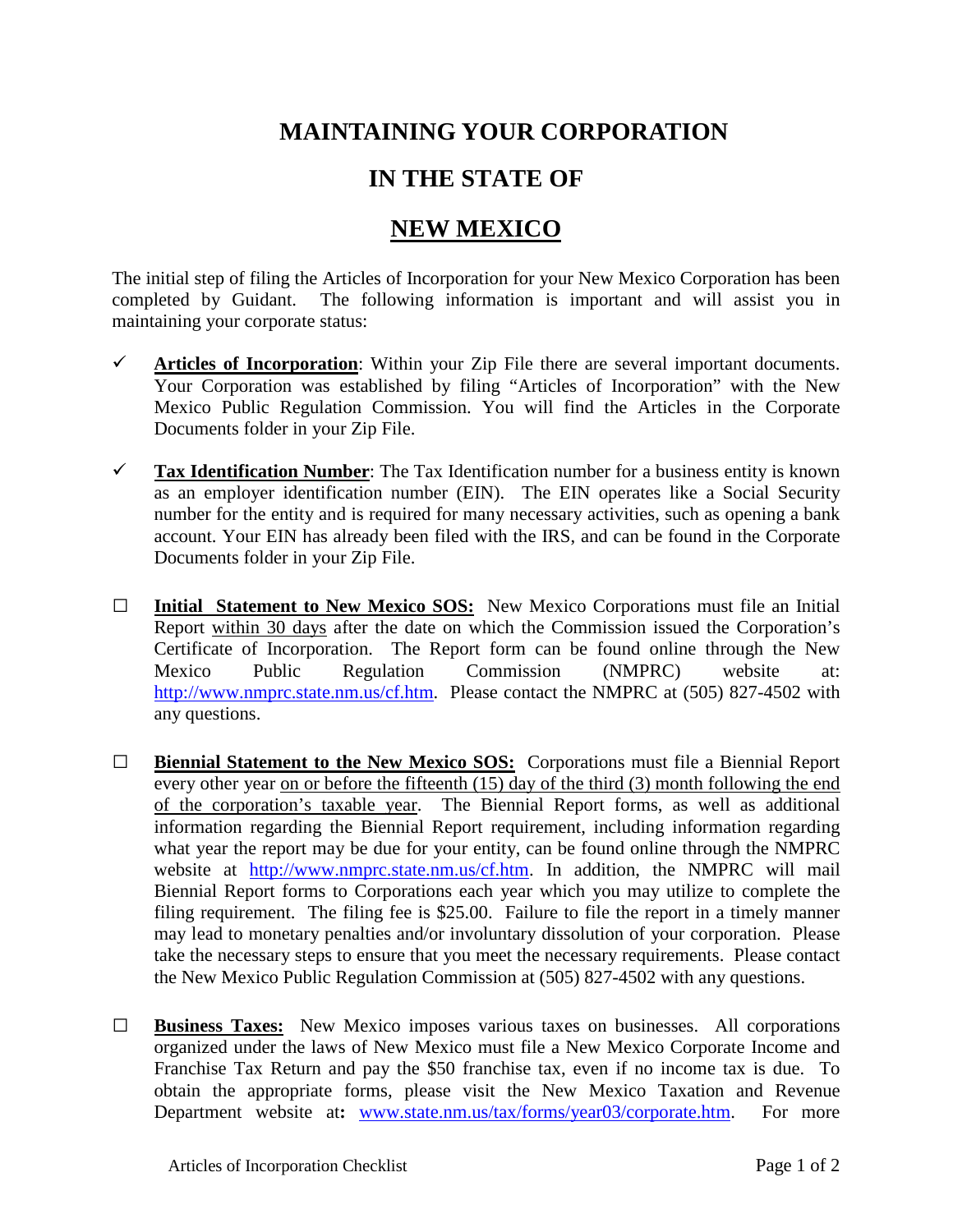# MAINTAINING YOUR CORPORATION

# IN THE STATE OF

# NEW MEXICO

The initial step of filing the Articles of Incorporation for your New Mexico Corporation has been completed by Guidant. The following information is important and will assist you in maintaining your corporate status:

- ✓ **Articles of Incorporation**: Within your Zip File there are several important documents. Your Corporation was established by filing "Articles of Incorporation" with the New Mexico Public Regulation Commission. You will find the Articles in the Corporate Documents folder in your Zip File.

- ✓ **Tax Identification Number**: The Tax Identification number for a business entity is known as an employer identification number (EIN). The EIN operates like a Social Security number for the entity and is required for many necessary activities, such as opening a bank account. Your EIN has already been filed with the IRS, and can be found in the Corporate Documents folder in your Zip File.

- ☐ **Initial Statement to New Mexico SOS:** New Mexico Corporations must file an Initial Report within 30 days after the date on which the Commission issued the Corporation's Certificate of Incorporation. The Report form can be found online through the New Mexico Public Regulation Commission (NMPRC) website at: http://www.nmprc.state.nm.us/cf.htm. Please contact the NMPRC at (505) 827-4502 with any questions.

- ☐ **Biennial Statement to the New Mexico SOS:** Corporations must file a Biennial Report every other year on or before the fifteenth (15) day of the third (3) month following the end of the corporation's taxable year. The Biennial Report forms, as well as additional information regarding the Biennial Report requirement, including information regarding what year the report may be due for your entity, can be found online through the NMPRC website at http://www.nmprc.state.nm.us/cf.htm. In addition, the NMPRC will mail Biennial Report forms to Corporations each year which you may utilize to complete the filing requirement. The filing fee is $25.00. Failure to file the report in a timely manner may lead to monetary penalties and/or involuntary dissolution of your corporation. Please take the necessary steps to ensure that you meet the necessary requirements. Please contact the New Mexico Public Regulation Commission at (505) 827-4502 with any questions.

- ☐ **Business Taxes:** New Mexico imposes various taxes on businesses. All corporations organized under the laws of New Mexico must file a New Mexico Corporate Income and Franchise Tax Return and pay the $50 franchise tax, even if no income tax is due. To obtain the appropriate forms, please visit the New Mexico Taxation and Revenue Department website at**:** www.state.nm.us/tax/forms/year03/corporate.htm. For more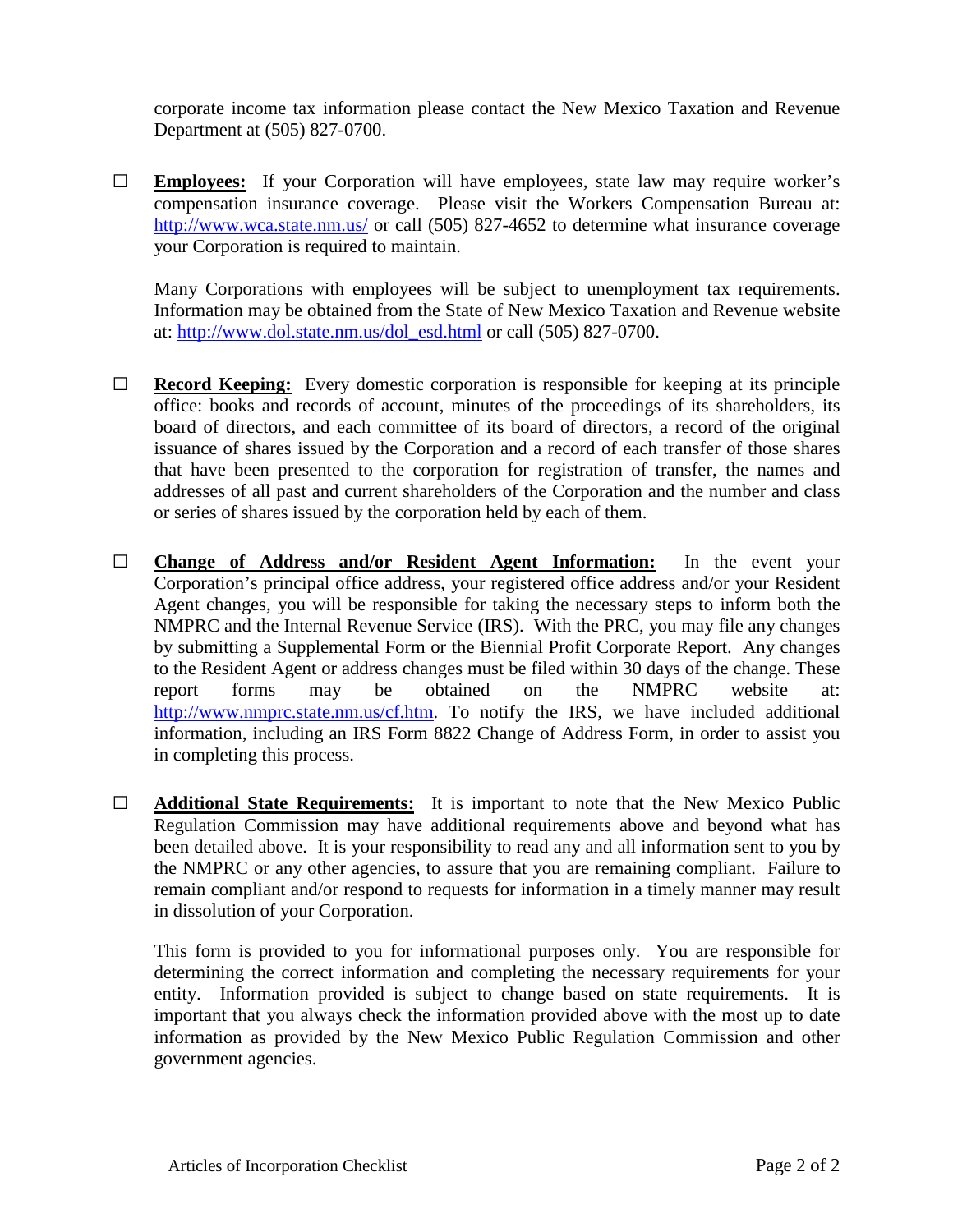corporate income tax information please contact the New Mexico Taxation and Revenue Department at (505) 827-0700.

☐ **Employees:** If your Corporation will have employees, state law may require worker's compensation insurance coverage. Please visit the Workers Compensation Bureau at: http://www.wca.state.nm.us/ or call (505) 827-4652 to determine what insurance coverage your Corporation is required to maintain.

Many Corporations with employees will be subject to unemployment tax requirements. Information may be obtained from the State of New Mexico Taxation and Revenue website at: http://www.dol.state.nm.us/dol_esd.html or call (505) 827-0700.

☐ **Record Keeping:** Every domestic corporation is responsible for keeping at its principle office: books and records of account, minutes of the proceedings of its shareholders, its board of directors, and each committee of its board of directors, a record of the original issuance of shares issued by the Corporation and a record of each transfer of those shares that have been presented to the corporation for registration of transfer, the names and addresses of all past and current shareholders of the Corporation and the number and class or series of shares issued by the corporation held by each of them.

☐ **Change of Address and/or Resident Agent Information:** In the event your Corporation's principal office address, your registered office address and/or your Resident Agent changes, you will be responsible for taking the necessary steps to inform both the NMPRC and the Internal Revenue Service (IRS). With the PRC, you may file any changes by submitting a Supplemental Form or the Biennial Profit Corporate Report. Any changes to the Resident Agent or address changes must be filed within 30 days of the change. These report forms may be obtained on the NMPRC website at: http://www.nmprc.state.nm.us/cf.htm. To notify the IRS, we have included additional information, including an IRS Form 8822 Change of Address Form, in order to assist you in completing this process.

☐ **Additional State Requirements:** It is important to note that the New Mexico Public Regulation Commission may have additional requirements above and beyond what has been detailed above. It is your responsibility to read any and all information sent to you by the NMPRC or any other agencies, to assure that you are remaining compliant. Failure to remain compliant and/or respond to requests for information in a timely manner may result in dissolution of your Corporation.

This form is provided to you for informational purposes only. You are responsible for determining the correct information and completing the necessary requirements for your entity. Information provided is subject to change based on state requirements. It is important that you always check the information provided above with the most up to date information as provided by the New Mexico Public Regulation Commission and other government agencies.